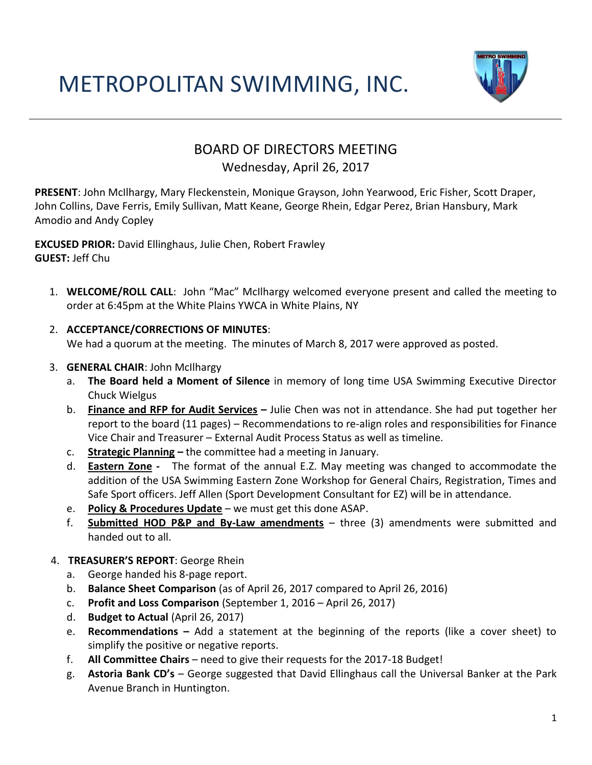# METROPOLITAN SWIMMING, INC.

## BOARD OF DIRECTORS MEETING

Wednesday, April 26, 2017

**PRESENT**: John McIlhargy, Mary Fleckenstein, Monique Grayson, John Yearwood, Eric Fisher, Scott Draper, John Collins, Dave Ferris, Emily Sullivan, Matt Keane, George Rhein, Edgar Perez, Brian Hansbury, Mark Amodio and Andy Copley

**EXCUSED PRIOR:** David Ellinghaus, Julie Chen, Robert Frawley
**GUEST:** Jeff Chu

1. **WELCOME/ROLL CALL**: John "Mac" McIlhargy welcomed everyone present and called the meeting to order at 6:45pm at the White Plains YWCA in White Plains, NY

2. **ACCEPTANCE/CORRECTIONS OF MINUTES**:
   We had a quorum at the meeting. The minutes of March 8, 2017 were approved as posted.

3. **GENERAL CHAIR**: John McIlhargy
   a. **The Board held a Moment of Silence** in memory of long time USA Swimming Executive Director Chuck Wielgus
   b. **Finance and RFP for Audit Services –** Julie Chen was not in attendance. She had put together her report to the board (11 pages) – Recommendations to re-align roles and responsibilities for Finance Vice Chair and Treasurer – External Audit Process Status as well as timeline.
   c. **Strategic Planning –** the committee had a meeting in January.
   d. **Eastern Zone -** The format of the annual E.Z. May meeting was changed to accommodate the addition of the USA Swimming Eastern Zone Workshop for General Chairs, Registration, Times and Safe Sport officers. Jeff Allen (Sport Development Consultant for EZ) will be in attendance.
   e. **Policy & Procedures Update** – we must get this done ASAP.
   f. **Submitted HOD P&P and By-Law amendments** – three (3) amendments were submitted and handed out to all.

4. **TREASURER'S REPORT**: George Rhein
   a. George handed his 8-page report.
   b. **Balance Sheet Comparison** (as of April 26, 2017 compared to April 26, 2016)
   c. **Profit and Loss Comparison** (September 1, 2016 – April 26, 2017)
   d. **Budget to Actual** (April 26, 2017)
   e. **Recommendations –** Add a statement at the beginning of the reports (like a cover sheet) to simplify the positive or negative reports.
   f. **All Committee Chairs** – need to give their requests for the 2017-18 Budget!
   g. **Astoria Bank CD's** – George suggested that David Ellinghaus call the Universal Banker at the Park Avenue Branch in Huntington.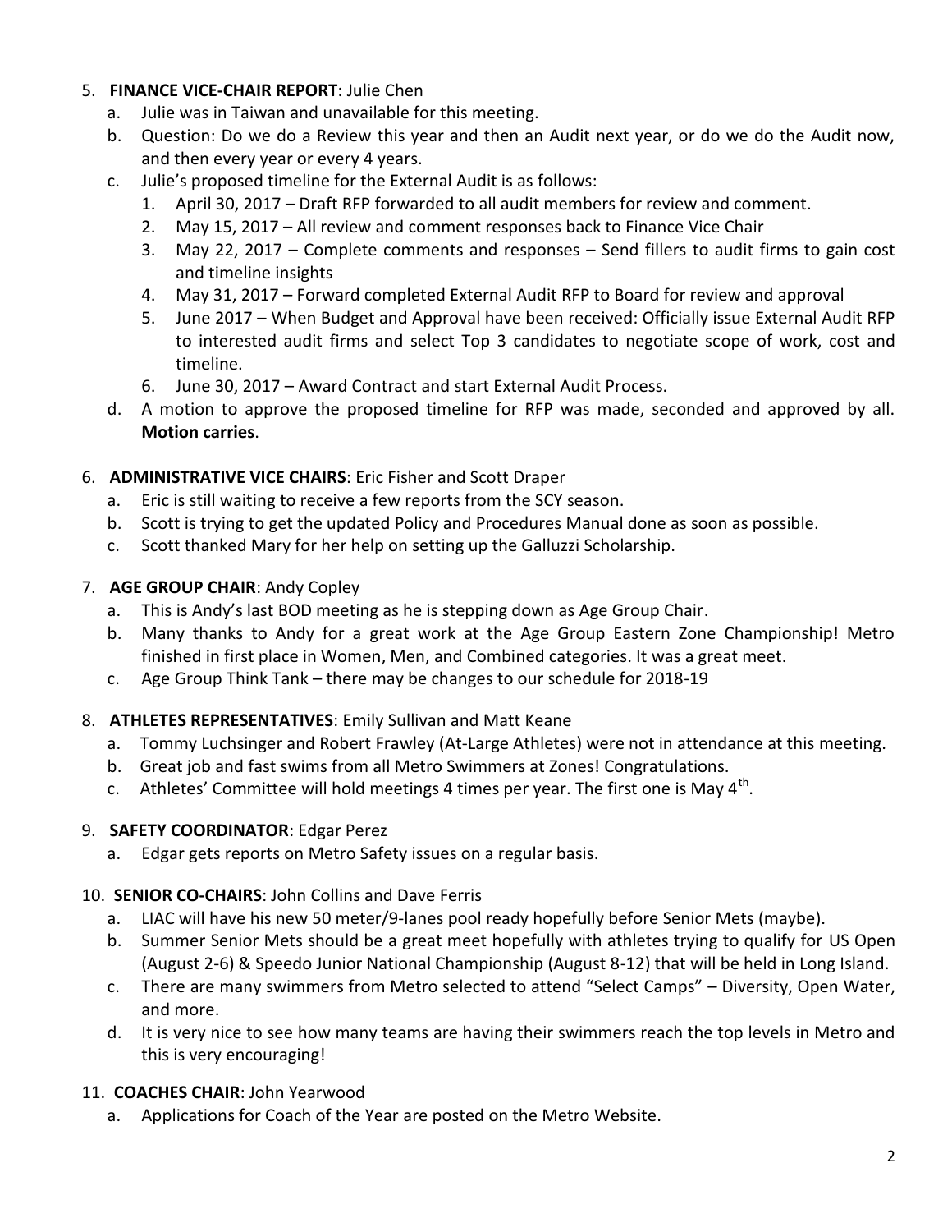5. **FINANCE VICE-CHAIR REPORT**: Julie Chen
   a. Julie was in Taiwan and unavailable for this meeting.
   b. Question: Do we do a Review this year and then an Audit next year, or do we do the Audit now, and then every year or every 4 years.
   c. Julie's proposed timeline for the External Audit is as follows:
      1. April 30, 2017 – Draft RFP forwarded to all audit members for review and comment.
      2. May 15, 2017 – All review and comment responses back to Finance Vice Chair
      3. May 22, 2017 – Complete comments and responses – Send fillers to audit firms to gain cost and timeline insights
      4. May 31, 2017 – Forward completed External Audit RFP to Board for review and approval
      5. June 2017 – When Budget and Approval have been received: Officially issue External Audit RFP to interested audit firms and select Top 3 candidates to negotiate scope of work, cost and timeline.
      6. June 30, 2017 – Award Contract and start External Audit Process.
   d. A motion to approve the proposed timeline for RFP was made, seconded and approved by all. **Motion carries**.

6. **ADMINISTRATIVE VICE CHAIRS**: Eric Fisher and Scott Draper
   a. Eric is still waiting to receive a few reports from the SCY season.
   b. Scott is trying to get the updated Policy and Procedures Manual done as soon as possible.
   c. Scott thanked Mary for her help on setting up the Galluzzi Scholarship.

7. **AGE GROUP CHAIR**: Andy Copley
   a. This is Andy's last BOD meeting as he is stepping down as Age Group Chair.
   b. Many thanks to Andy for a great work at the Age Group Eastern Zone Championship! Metro finished in first place in Women, Men, and Combined categories. It was a great meet.
   c. Age Group Think Tank – there may be changes to our schedule for 2018-19

8. **ATHLETES REPRESENTATIVES**: Emily Sullivan and Matt Keane
   a. Tommy Luchsinger and Robert Frawley (At-Large Athletes) were not in attendance at this meeting.
   b. Great job and fast swims from all Metro Swimmers at Zones! Congratulations.
   c. Athletes' Committee will hold meetings 4 times per year. The first one is May 4th.

9. **SAFETY COORDINATOR**: Edgar Perez
   a. Edgar gets reports on Metro Safety issues on a regular basis.

10. **SENIOR CO-CHAIRS**: John Collins and Dave Ferris
    a. LIAC will have his new 50 meter/9-lanes pool ready hopefully before Senior Mets (maybe).
    b. Summer Senior Mets should be a great meet hopefully with athletes trying to qualify for US Open (August 2-6) & Speedo Junior National Championship (August 8-12) that will be held in Long Island.
    c. There are many swimmers from Metro selected to attend "Select Camps" – Diversity, Open Water, and more.
    d. It is very nice to see how many teams are having their swimmers reach the top levels in Metro and this is very encouraging!

11. **COACHES CHAIR**: John Yearwood
    a. Applications for Coach of the Year are posted on the Metro Website.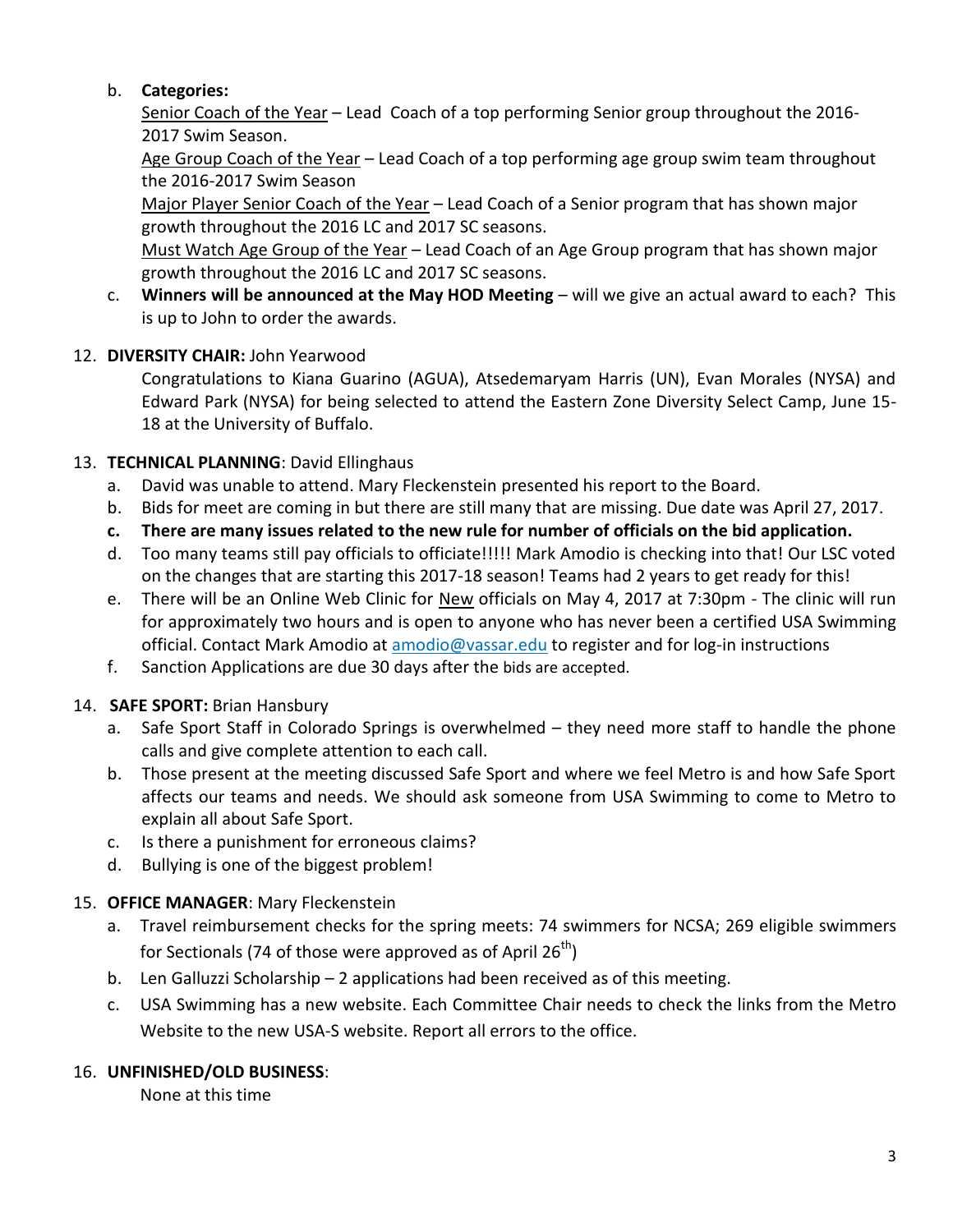b. **Categories:**

<u>Senior Coach of the Year</u> – Lead  Coach of a top performing Senior group throughout the 2016-2017 Swim Season.

<u>Age Group Coach of the Year</u> – Lead Coach of a top performing age group swim team throughout the 2016-2017 Swim Season

<u>Major Player Senior Coach of the Year</u> – Lead Coach of a Senior program that has shown major growth throughout the 2016 LC and 2017 SC seasons.

<u>Must Watch Age Group of the Year</u> – Lead Coach of an Age Group program that has shown major growth throughout the 2016 LC and 2017 SC seasons.

c. **Winners will be announced at the May HOD Meeting** – will we give an actual award to each? This is up to John to order the awards.

12. **DIVERSITY CHAIR:** John Yearwood

    Congratulations to Kiana Guarino (AGUA), Atsedemaryam Harris (UN), Evan Morales (NYSA) and Edward Park (NYSA) for being selected to attend the Eastern Zone Diversity Select Camp, June 15-18 at the University of Buffalo.

13. **TECHNICAL PLANNING**: David Ellinghaus
    a. David was unable to attend. Mary Fleckenstein presented his report to the Board.
    b. Bids for meet are coming in but there are still many that are missing. Due date was April 27, 2017.
    c. **There are many issues related to the new rule for number of officials on the bid application.**
    d. Too many teams still pay officials to officiate!!!!! Mark Amodio is checking into that! Our LSC voted on the changes that are starting this 2017-18 season! Teams had 2 years to get ready for this!
    e. There will be an Online Web Clinic for <u>New</u> officials on May 4, 2017 at 7:30pm - The clinic will run for approximately two hours and is open to anyone who has never been a certified USA Swimming official. Contact Mark Amodio at amodio@vassar.edu to register and for log-in instructions
    f. Sanction Applications are due 30 days after the bids are accepted.

14. **SAFE SPORT:** Brian Hansbury
    a. Safe Sport Staff in Colorado Springs is overwhelmed – they need more staff to handle the phone calls and give complete attention to each call.
    b. Those present at the meeting discussed Safe Sport and where we feel Metro is and how Safe Sport affects our teams and needs. We should ask someone from USA Swimming to come to Metro to explain all about Safe Sport.
    c. Is there a punishment for erroneous claims?
    d. Bullying is one of the biggest problem!

15. **OFFICE MANAGER**: Mary Fleckenstein
    a. Travel reimbursement checks for the spring meets: 74 swimmers for NCSA; 269 eligible swimmers for Sectionals (74 of those were approved as of April 26th)
    b. Len Galluzzi Scholarship – 2 applications had been received as of this meeting.
    c. USA Swimming has a new website. Each Committee Chair needs to check the links from the Metro Website to the new USA-S website. Report all errors to the office.

16. **UNFINISHED/OLD BUSINESS**:

    None at this time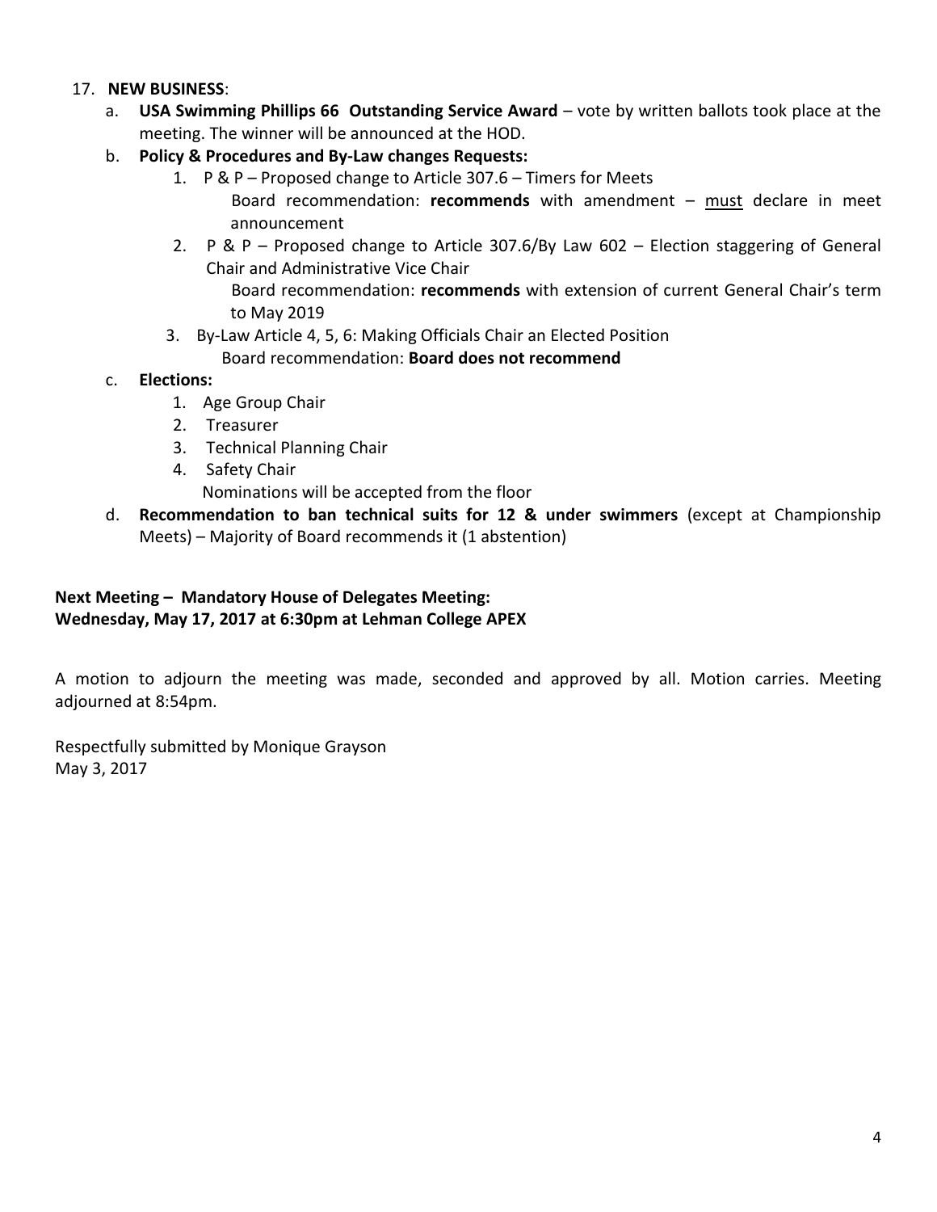17. **NEW BUSINESS**:
    a. **USA Swimming Phillips 66 Outstanding Service Award** – vote by written ballots took place at the meeting. The winner will be announced at the HOD.
    b. **Policy & Procedures and By-Law changes Requests:**
        1. P & P – Proposed change to Article 307.6 – Timers for Meets
           Board recommendation: **recommends** with amendment – <u>must</u> declare in meet announcement
        2. P & P – Proposed change to Article 307.6/By Law 602 – Election staggering of General Chair and Administrative Vice Chair
           Board recommendation: **recommends** with extension of current General Chair's term to May 2019
        3. By-Law Article 4, 5, 6: Making Officials Chair an Elected Position
           Board recommendation: **Board does not recommend**
    c. **Elections:**
        1. Age Group Chair
        2. Treasurer
        3. Technical Planning Chair
        4. Safety Chair

        Nominations will be accepted from the floor
    d. **Recommendation to ban technical suits for 12 & under swimmers** (except at Championship Meets) – Majority of Board recommends it (1 abstention)

**Next Meeting – Mandatory House of Delegates Meeting:**
**Wednesday, May 17, 2017 at 6:30pm at Lehman College APEX**

A motion to adjourn the meeting was made, seconded and approved by all. Motion carries. Meeting adjourned at 8:54pm.

Respectfully submitted by Monique Grayson
May 3, 2017